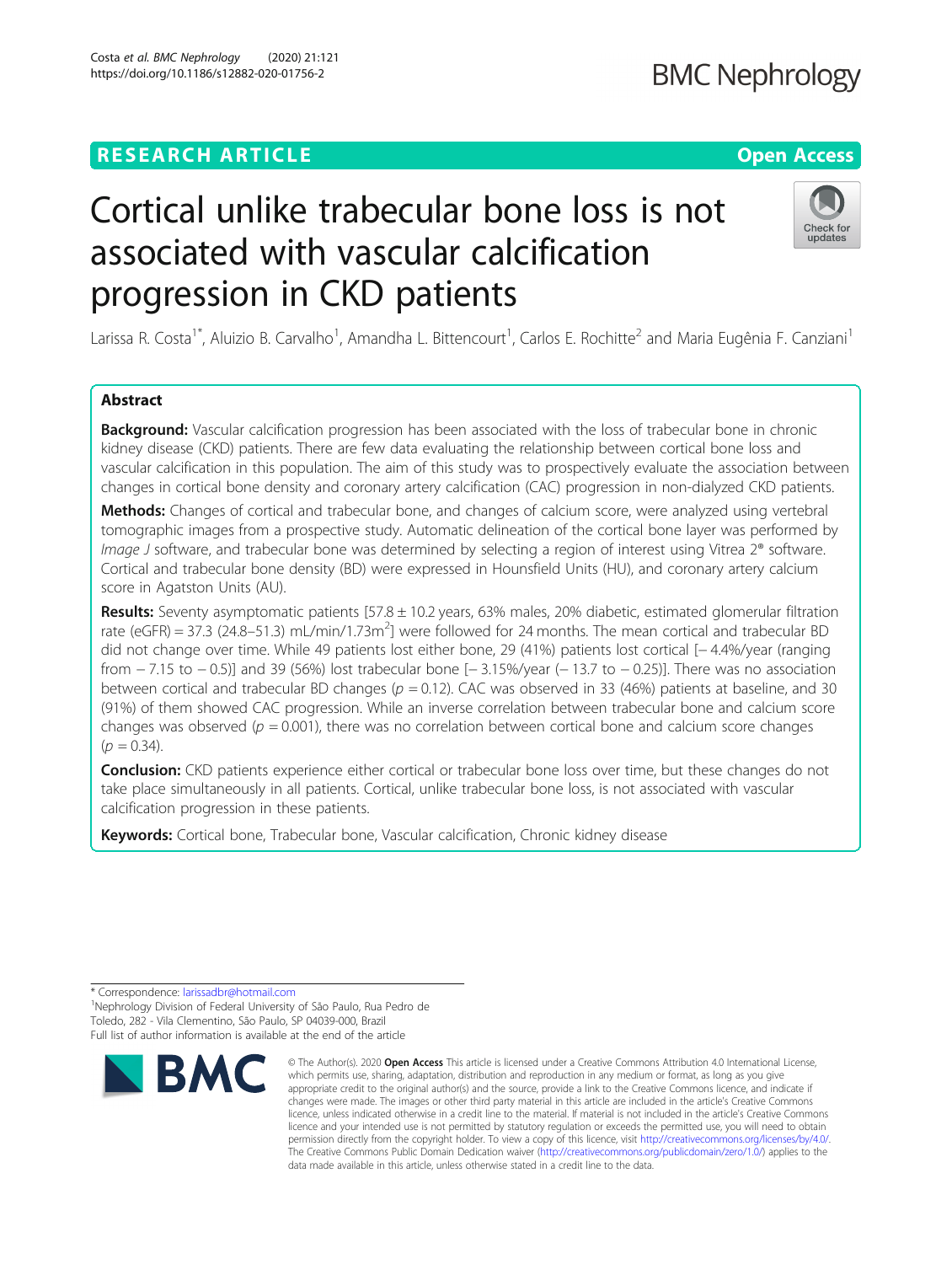RESEARCH ARTICLE

Open Access

# Cortical unlike trabecular bone loss is not associated with vascular calcification progression in CKD patients

Larissa R. Costa[1*], Aluizio B. Carvalho[1], Amandha L. Bittencourt[1], Carlos E. Rochitte[2] and Maria Eugênia F. Canziani[1]

## Abstract

**Background:** Vascular calcification progression has been associated with the loss of trabecular bone in chronic kidney disease (CKD) patients. There are few data evaluating the relationship between cortical bone loss and vascular calcification in this population. The aim of this study was to prospectively evaluate the association between changes in cortical bone density and coronary artery calcification (CAC) progression in non-dialyzed CKD patients.

**Methods:** Changes of cortical and trabecular bone, and changes of calcium score, were analyzed using vertebral tomographic images from a prospective study. Automatic delineation of the cortical bone layer was performed by *Image J* software, and trabecular bone was determined by selecting a region of interest using Vitrea 2® software. Cortical and trabecular bone density (BD) were expressed in Hounsfield Units (HU), and coronary artery calcium score in Agatston Units (AU).

**Results:** Seventy asymptomatic patients [57.8 ± 10.2 years, 63% males, 20% diabetic, estimated glomerular filtration rate (eGFR) = 37.3 (24.8–51.3) mL/min/1.73m$^2$] were followed for 24 months. The mean cortical and trabecular BD did not change over time. While 49 patients lost either bone, 29 (41%) patients lost cortical [− 4.4%/year (ranging from − 7.15 to − 0.5)] and 39 (56%) lost trabecular bone [− 3.15%/year (− 13.7 to − 0.25)]. There was no association between cortical and trabecular BD changes ($p$ = 0.12). CAC was observed in 33 (46%) patients at baseline, and 30 (91%) of them showed CAC progression. While an inverse correlation between trabecular bone and calcium score changes was observed ($p$ = 0.001), there was no correlation between cortical bone and calcium score changes ($p$ = 0.34).

**Conclusion:** CKD patients experience either cortical or trabecular bone loss over time, but these changes do not take place simultaneously in all patients. Cortical, unlike trabecular bone loss, is not associated with vascular calcification progression in these patients.

**Keywords:** Cortical bone, Trabecular bone, Vascular calcification, Chronic kidney disease

\* Correspondence: larissadbr@hotmail.com
[1]Nephrology Division of Federal University of São Paulo, Rua Pedro de Toledo, 282 - Vila Clementino, São Paulo, SP 04039-000, Brazil
Full list of author information is available at the end of the article

© The Author(s). 2020 **Open Access** This article is licensed under a Creative Commons Attribution 4.0 International License, which permits use, sharing, adaptation, distribution and reproduction in any medium or format, as long as you give appropriate credit to the original author(s) and the source, provide a link to the Creative Commons licence, and indicate if changes were made. The images or other third party material in this article are included in the article's Creative Commons licence, unless indicated otherwise in a credit line to the material. If material is not included in the article's Creative Commons licence and your intended use is not permitted by statutory regulation or exceeds the permitted use, you will need to obtain permission directly from the copyright holder. To view a copy of this licence, visit http://creativecommons.org/licenses/by/4.0/. The Creative Commons Public Domain Dedication waiver (http://creativecommons.org/publicdomain/zero/1.0/) applies to the data made available in this article, unless otherwise stated in a credit line to the data.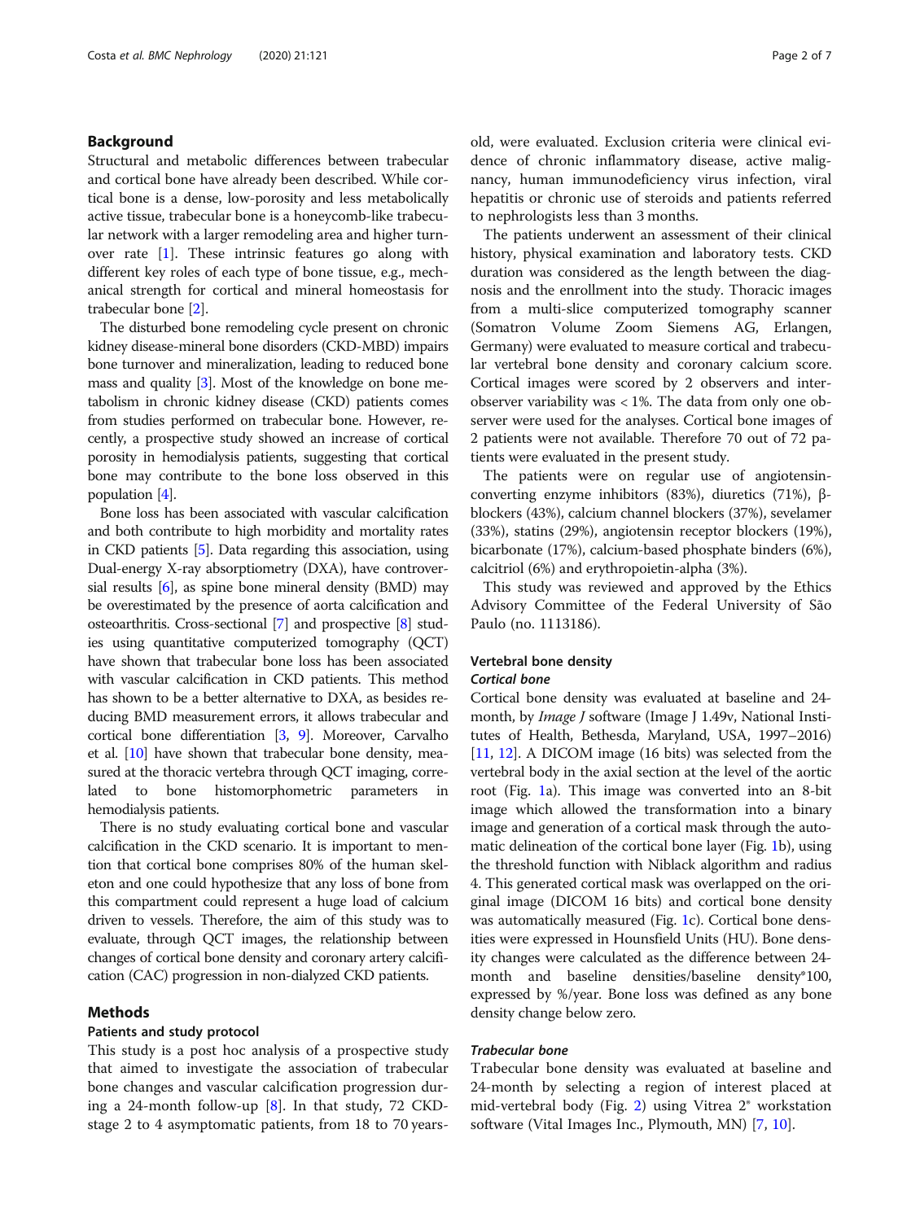## Background

Structural and metabolic differences between trabecular and cortical bone have already been described. While cortical bone is a dense, low-porosity and less metabolically active tissue, trabecular bone is a honeycomb-like trabecular network with a larger remodeling area and higher turnover rate [1]. These intrinsic features go along with different key roles of each type of bone tissue, e.g., mechanical strength for cortical and mineral homeostasis for trabecular bone [2].

The disturbed bone remodeling cycle present on chronic kidney disease-mineral bone disorders (CKD-MBD) impairs bone turnover and mineralization, leading to reduced bone mass and quality [3]. Most of the knowledge on bone metabolism in chronic kidney disease (CKD) patients comes from studies performed on trabecular bone. However, recently, a prospective study showed an increase of cortical porosity in hemodialysis patients, suggesting that cortical bone may contribute to the bone loss observed in this population [4].

Bone loss has been associated with vascular calcification and both contribute to high morbidity and mortality rates in CKD patients [5]. Data regarding this association, using Dual-energy X-ray absorptiometry (DXA), have controversial results [6], as spine bone mineral density (BMD) may be overestimated by the presence of aorta calcification and osteoarthritis. Cross-sectional [7] and prospective [8] studies using quantitative computerized tomography (QCT) have shown that trabecular bone loss has been associated with vascular calcification in CKD patients. This method has shown to be a better alternative to DXA, as besides reducing BMD measurement errors, it allows trabecular and cortical bone differentiation [3, 9]. Moreover, Carvalho et al. [10] have shown that trabecular bone density, measured at the thoracic vertebra through QCT imaging, correlated to bone histomorphometric parameters in hemodialysis patients.

There is no study evaluating cortical bone and vascular calcification in the CKD scenario. It is important to mention that cortical bone comprises 80% of the human skeleton and one could hypothesize that any loss of bone from this compartment could represent a huge load of calcium driven to vessels. Therefore, the aim of this study was to evaluate, through QCT images, the relationship between changes of cortical bone density and coronary artery calcification (CAC) progression in non-dialyzed CKD patients.

## Methods

### Patients and study protocol

This study is a post hoc analysis of a prospective study that aimed to investigate the association of trabecular bone changes and vascular calcification progression during a 24-month follow-up [8]. In that study, 72 CKD-stage 2 to 4 asymptomatic patients, from 18 to 70 years-old, were evaluated. Exclusion criteria were clinical evidence of chronic inflammatory disease, active malignancy, human immunodeficiency virus infection, viral hepatitis or chronic use of steroids and patients referred to nephrologists less than 3 months.

The patients underwent an assessment of their clinical history, physical examination and laboratory tests. CKD duration was considered as the length between the diagnosis and the enrollment into the study. Thoracic images from a multi-slice computerized tomography scanner (Somatron Volume Zoom Siemens AG, Erlangen, Germany) were evaluated to measure cortical and trabecular vertebral bone density and coronary calcium score. Cortical images were scored by 2 observers and inter-observer variability was < 1%. The data from only one observer were used for the analyses. Cortical bone images of 2 patients were not available. Therefore 70 out of 72 patients were evaluated in the present study.

The patients were on regular use of angiotensin-converting enzyme inhibitors (83%), diuretics (71%), β-blockers (43%), calcium channel blockers (37%), sevelamer (33%), statins (29%), angiotensin receptor blockers (19%), bicarbonate (17%), calcium-based phosphate binders (6%), calcitriol (6%) and erythropoietin-alpha (3%).

This study was reviewed and approved by the Ethics Advisory Committee of the Federal University of São Paulo (no. 1113186).

### Vertebral bone density

#### *Cortical bone*

Cortical bone density was evaluated at baseline and 24-month, by *Image J* software (Image J 1.49v, National Institutes of Health, Bethesda, Maryland, USA, 1997–2016) [11, 12]. A DICOM image (16 bits) was selected from the vertebral body in the axial section at the level of the aortic root (Fig. 1a). This image was converted into an 8-bit image which allowed the transformation into a binary image and generation of a cortical mask through the automatic delineation of the cortical bone layer (Fig. 1b), using the threshold function with Niblack algorithm and radius 4. This generated cortical mask was overlapped on the original image (DICOM 16 bits) and cortical bone density was automatically measured (Fig. 1c). Cortical bone densities were expressed in Hounsfield Units (HU). Bone density changes were calculated as the difference between 24-month and baseline densities/baseline density*100, expressed by %/year. Bone loss was defined as any bone density change below zero.

#### *Trabecular bone*

Trabecular bone density was evaluated at baseline and 24-month by selecting a region of interest placed at mid-vertebral body (Fig. 2) using Vitrea 2® workstation software (Vital Images Inc., Plymouth, MN) [7, 10].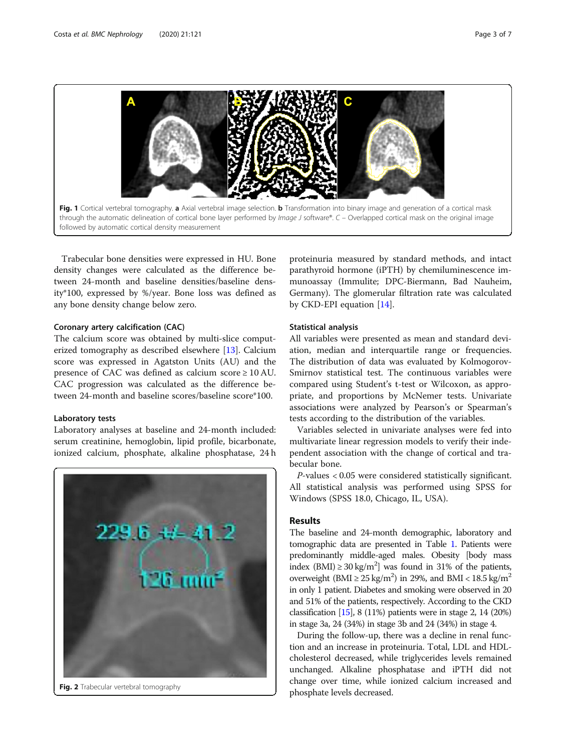Fig. 1 Cortical vertebral tomography. **a** Axial vertebral image selection. **b** Transformation into binary image and generation of a cortical mask through the automatic delineation of cortical bone layer performed by *Image J* software®. *C* – Overlapped cortical mask on the original image followed by automatic cortical density measurement

Trabecular bone densities were expressed in HU. Bone density changes were calculated as the difference between 24-month and baseline densities/baseline density*100, expressed by %/year. Bone loss was defined as any bone density change below zero.

### Coronary artery calcification (CAC)

The calcium score was obtained by multi-slice computerized tomography as described elsewhere [13]. Calcium score was expressed in Agatston Units (AU) and the presence of CAC was defined as calcium score ≥ 10 AU. CAC progression was calculated as the difference between 24-month and baseline scores/baseline score*100.

### Laboratory tests

Laboratory analyses at baseline and 24-month included: serum creatinine, hemoglobin, lipid profile, bicarbonate, ionized calcium, phosphate, alkaline phosphatase, 24 h proteinuria measured by standard methods, and intact parathyroid hormone (iPTH) by chemiluminescence immunoassay (Immulite; DPC-Biermann, Bad Nauheim, Germany). The glomerular filtration rate was calculated by CKD-EPI equation [14].

Fig. 2 Trabecular vertebral tomography

### Statistical analysis

All variables were presented as mean and standard deviation, median and interquartile range or frequencies. The distribution of data was evaluated by Kolmogorov-Smirnov statistical test. The continuous variables were compared using Student's t-test or Wilcoxon, as appropriate, and proportions by McNemer tests. Univariate associations were analyzed by Pearson's or Spearman's tests according to the distribution of the variables.

Variables selected in univariate analyses were fed into multivariate linear regression models to verify their independent association with the change of cortical and trabecular bone.

*P*-values < 0.05 were considered statistically significant. All statistical analysis was performed using SPSS for Windows (SPSS 18.0, Chicago, IL, USA).

## Results

The baseline and 24-month demographic, laboratory and tomographic data are presented in Table 1. Patients were predominantly middle-aged males. Obesity [body mass index (BMI) ≥ 30 kg/$m^2$] was found in 31% of the patients, overweight (BMI ≥ 25 kg/$m^2$) in 29%, and BMI < 18.5 kg/$m^2$ in only 1 patient. Diabetes and smoking were observed in 20 and 51% of the patients, respectively. According to the CKD classification [15], 8 (11%) patients were in stage 2, 14 (20%) in stage 3a, 24 (34%) in stage 3b and 24 (34%) in stage 4.

During the follow-up, there was a decline in renal function and an increase in proteinuria. Total, LDL and HDL-cholesterol decreased, while triglycerides levels remained unchanged. Alkaline phosphatase and iPTH did not change over time, while ionized calcium increased and phosphate levels decreased.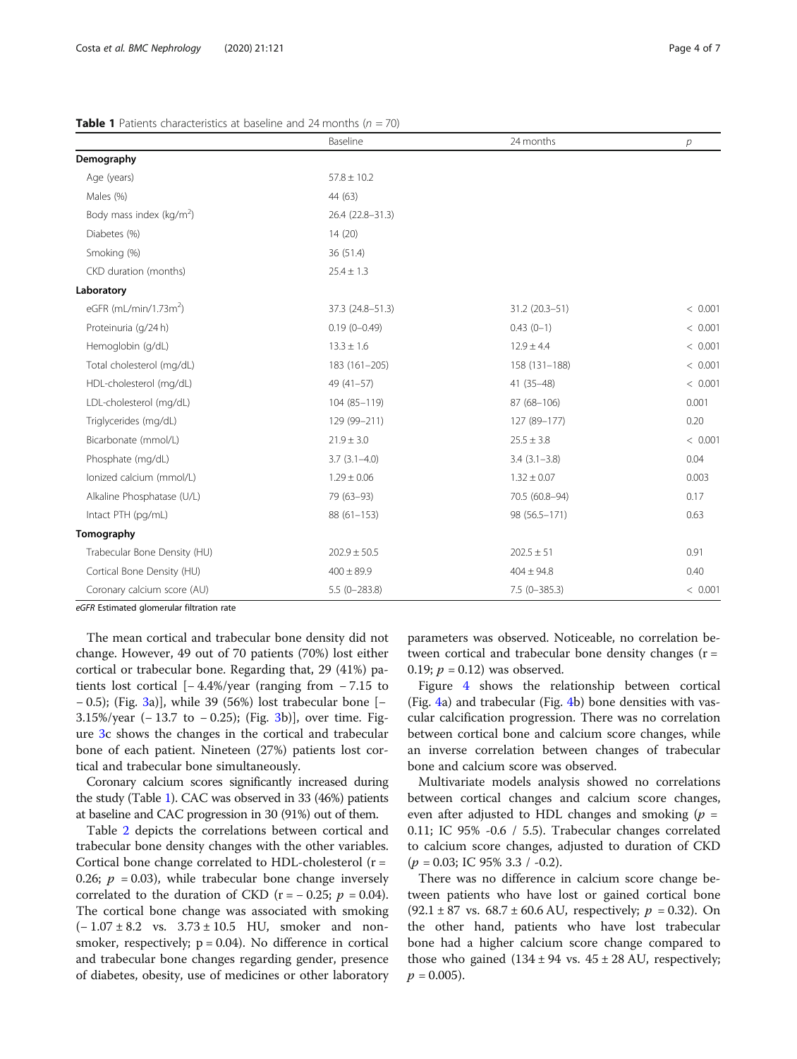**Table 1** Patients characteristics at baseline and 24 months ($n$ = 70)

| | Baseline | 24 months | $p$ |
|---|---|---|---|
| **Demography** | | | |
| Age (years) | 57.8 ± 10.2 | | |
| Males (%) | 44 (63) | | |
| Body mass index (kg/m$^2$) | 26.4 (22.8–31.3) | | |
| Diabetes (%) | 14 (20) | | |
| Smoking (%) | 36 (51.4) | | |
| CKD duration (months) | 25.4 ± 1.3 | | |
| **Laboratory** | | | |
| eGFR (mL/min/1.73m$^2$) | 37.3 (24.8–51.3) | 31.2 (20.3–51) | < 0.001 |
| Proteinuria (g/24 h) | 0.19 (0–0.49) | 0.43 (0–1) | < 0.001 |
| Hemoglobin (g/dL) | 13.3 ± 1.6 | 12.9 ± 4.4 | < 0.001 |
| Total cholesterol (mg/dL) | 183 (161–205) | 158 (131–188) | < 0.001 |
| HDL-cholesterol (mg/dL) | 49 (41–57) | 41 (35–48) | < 0.001 |
| LDL-cholesterol (mg/dL) | 104 (85–119) | 87 (68–106) | 0.001 |
| Triglycerides (mg/dL) | 129 (99–211) | 127 (89–177) | 0.20 |
| Bicarbonate (mmol/L) | 21.9 ± 3.0 | 25.5 ± 3.8 | < 0.001 |
| Phosphate (mg/dL) | 3.7 (3.1–4.0) | 3.4 (3.1–3.8) | 0.04 |
| Ionized calcium (mmol/L) | 1.29 ± 0.06 | 1.32 ± 0.07 | 0.003 |
| Alkaline Phosphatase (U/L) | 79 (63–93) | 70.5 (60.8–94) | 0.17 |
| Intact PTH (pg/mL) | 88 (61–153) | 98 (56.5–171) | 0.63 |
| **Tomography** | | | |
| Trabecular Bone Density (HU) | 202.9 ± 50.5 | 202.5 ± 51 | 0.91 |
| Cortical Bone Density (HU) | 400 ± 89.9 | 404 ± 94.8 | 0.40 |
| Coronary calcium score (AU) | 5.5 (0–283.8) | 7.5 (0–385.3) | < 0.001 |

*eGFR* Estimated glomerular filtration rate

The mean cortical and trabecular bone density did not change. However, 49 out of 70 patients (70%) lost either cortical or trabecular bone. Regarding that, 29 (41%) patients lost cortical [− 4.4%/year (ranging from − 7.15 to − 0.5); (Fig. 3a)], while 39 (56%) lost trabecular bone [− 3.15%/year (− 13.7 to − 0.25); (Fig. 3b)], over time. Figure 3c shows the changes in the cortical and trabecular bone of each patient. Nineteen (27%) patients lost cortical and trabecular bone simultaneously.

Coronary calcium scores significantly increased during the study (Table 1). CAC was observed in 33 (46%) patients at baseline and CAC progression in 30 (91%) out of them.

Table 2 depicts the correlations between cortical and trabecular bone density changes with the other variables. Cortical bone change correlated to HDL-cholesterol ($r$ = 0.26; $p$ = 0.03), while trabecular bone change inversely correlated to the duration of CKD ($r$ = − 0.25; $p$ = 0.04). The cortical bone change was associated with smoking (− 1.07 ± 8.2 vs. 3.73 ± 10.5 HU, smoker and non-smoker, respectively; $p$ = 0.04). No difference in cortical and trabecular bone changes regarding gender, presence of diabetes, obesity, use of medicines or other laboratory parameters was observed. Noticeable, no correlation between cortical and trabecular bone density changes ($r$ = 0.19; $p$ = 0.12) was observed.

Figure 4 shows the relationship between cortical (Fig. 4a) and trabecular (Fig. 4b) bone densities with vascular calcification progression. There was no correlation between cortical bone and calcium score changes, while an inverse correlation between changes of trabecular bone and calcium score was observed.

Multivariate models analysis showed no correlations between cortical changes and calcium score changes, even after adjusted to HDL changes and smoking ($p$ = 0.11; IC 95% -0.6 / 5.5). Trabecular changes correlated to calcium score changes, adjusted to duration of CKD ($p$ = 0.03; IC 95% 3.3 / -0.2).

There was no difference in calcium score change between patients who have lost or gained cortical bone (92.1 ± 87 vs. 68.7 ± 60.6 AU, respectively; $p$ = 0.32). On the other hand, patients who have lost trabecular bone had a higher calcium score change compared to those who gained (134 ± 94 vs. 45 ± 28 AU, respectively; $p$ = 0.005).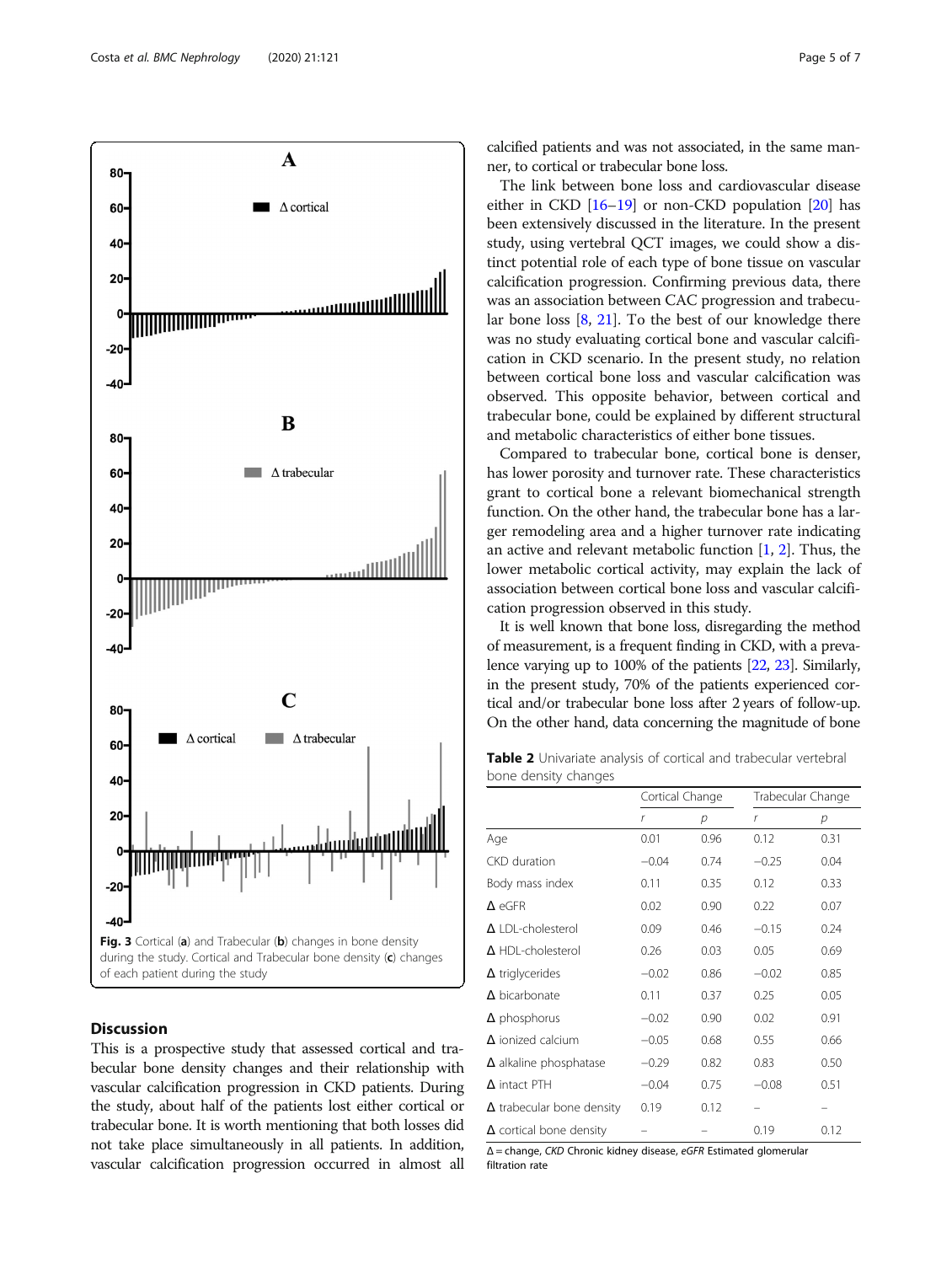Fig. 3 Cortical (**a**) and Trabecular (**b**) changes in bone density during the study. Cortical and Trabecular bone density (**c**) changes of each patient during the study

## Discussion

This is a prospective study that assessed cortical and trabecular bone density changes and their relationship with vascular calcification progression in CKD patients. During the study, about half of the patients lost either cortical or trabecular bone. It is worth mentioning that both losses did not take place simultaneously in all patients. In addition, vascular calcification progression occurred in almost all calcified patients and was not associated, in the same manner, to cortical or trabecular bone loss.

The link between bone loss and cardiovascular disease either in CKD [16–19] or non-CKD population [20] has been extensively discussed in the literature. In the present study, using vertebral QCT images, we could show a distinct potential role of each type of bone tissue on vascular calcification progression. Confirming previous data, there was an association between CAC progression and trabecular bone loss [8, 21]. To the best of our knowledge there was no study evaluating cortical bone and vascular calcification in CKD scenario. In the present study, no relation between cortical bone loss and vascular calcification was observed. This opposite behavior, between cortical and trabecular bone, could be explained by different structural and metabolic characteristics of either bone tissues.

Compared to trabecular bone, cortical bone is denser, has lower porosity and turnover rate. These characteristics grant to cortical bone a relevant biomechanical strength function. On the other hand, the trabecular bone has a larger remodeling area and a higher turnover rate indicating an active and relevant metabolic function [1, 2]. Thus, the lower metabolic cortical activity, may explain the lack of association between cortical bone loss and vascular calcification progression observed in this study.

It is well known that bone loss, disregarding the method of measurement, is a frequent finding in CKD, with a prevalence varying up to 100% of the patients [22, 23]. Similarly, in the present study, 70% of the patients experienced cortical and/or trabecular bone loss after 2 years of follow-up. On the other hand, data concerning the magnitude of bone

**Table 2** Univariate analysis of cortical and trabecular vertebral bone density changes

| | Cortical Change | | Trabecular Change | |
|---|---|---|---|---|
| | *r* | *p* | *r* | *p* |
| Age | 0.01 | 0.96 | 0.12 | 0.31 |
| CKD duration | −0.04 | 0.74 | −0.25 | 0.04 |
| Body mass index | 0.11 | 0.35 | 0.12 | 0.33 |
| Δ eGFR | 0.02 | 0.90 | 0.22 | 0.07 |
| Δ LDL-cholesterol | 0.09 | 0.46 | −0.15 | 0.24 |
| Δ HDL-cholesterol | 0.26 | 0.03 | 0.05 | 0.69 |
| Δ triglycerides | −0.02 | 0.86 | −0.02 | 0.85 |
| Δ bicarbonate | 0.11 | 0.37 | 0.25 | 0.05 |
| Δ phosphorus | −0.02 | 0.90 | 0.02 | 0.91 |
| Δ ionized calcium | −0.05 | 0.68 | 0.55 | 0.66 |
| Δ alkaline phosphatase | −0.29 | 0.82 | 0.83 | 0.50 |
| Δ intact PTH | −0.04 | 0.75 | −0.08 | 0.51 |
| Δ trabecular bone density | 0.19 | 0.12 | – | – |
| Δ cortical bone density | – | – | 0.19 | 0.12 |

Δ = change, *CKD* Chronic kidney disease, *eGFR* Estimated glomerular filtration rate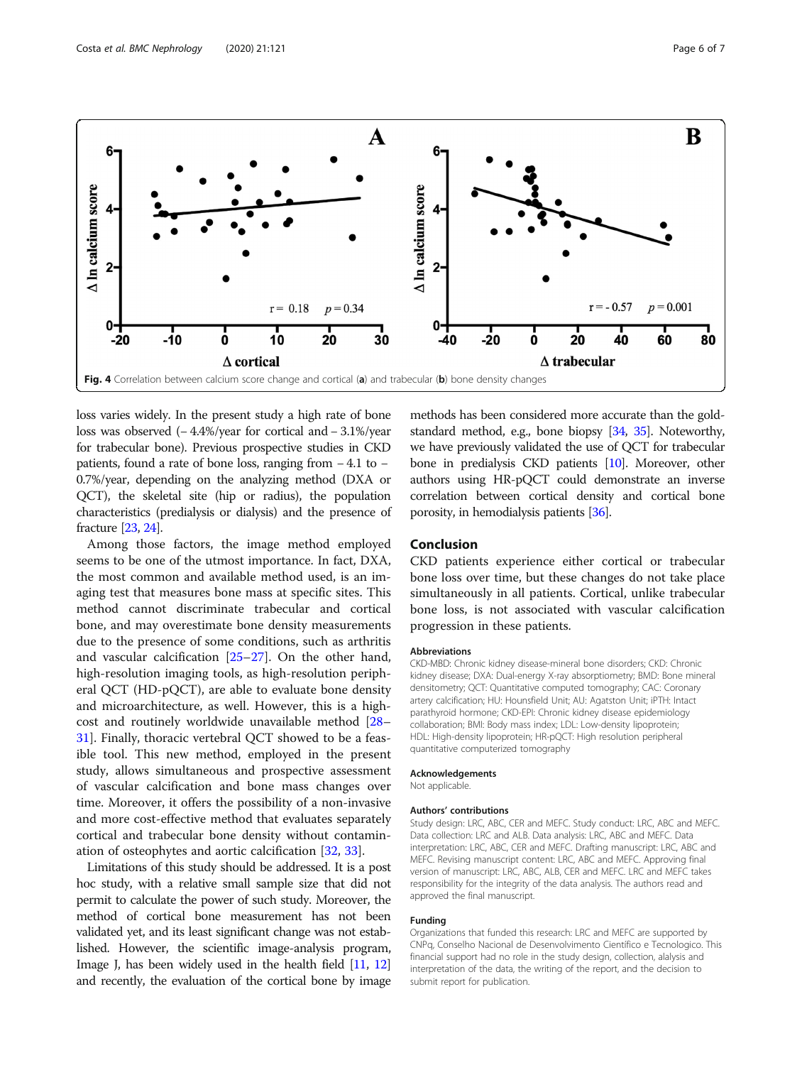Fig. 4 Correlation between calcium score change and cortical (**a**) and trabecular (**b**) bone density changes

loss varies widely. In the present study a high rate of bone loss was observed (− 4.4%/year for cortical and − 3.1%/year for trabecular bone). Previous prospective studies in CKD patients, found a rate of bone loss, ranging from − 4.1 to − 0.7%/year, depending on the analyzing method (DXA or QCT), the skeletal site (hip or radius), the population characteristics (predialysis or dialysis) and the presence of fracture [23, 24].

Among those factors, the image method employed seems to be one of the utmost importance. In fact, DXA, the most common and available method used, is an imaging test that measures bone mass at specific sites. This method cannot discriminate trabecular and cortical bone, and may overestimate bone density measurements due to the presence of some conditions, such as arthritis and vascular calcification [25–27]. On the other hand, high-resolution imaging tools, as high-resolution peripheral QCT (HD-pQCT), are able to evaluate bone density and microarchitecture, as well. However, this is a high-cost and routinely worldwide unavailable method [28–31]. Finally, thoracic vertebral QCT showed to be a feasible tool. This new method, employed in the present study, allows simultaneous and prospective assessment of vascular calcification and bone mass changes over time. Moreover, it offers the possibility of a non-invasive and more cost-effective method that evaluates separately cortical and trabecular bone density without contamination of osteophytes and aortic calcification [32, 33].

Limitations of this study should be addressed. It is a post hoc study, with a relative small sample size that did not permit to calculate the power of such study. Moreover, the method of cortical bone measurement has not been validated yet, and its least significant change was not established. However, the scientific image-analysis program, Image J, has been widely used in the health field [11, 12] and recently, the evaluation of the cortical bone by image methods has been considered more accurate than the gold-standard method, e.g., bone biopsy [34, 35]. Noteworthy, we have previously validated the use of QCT for trabecular bone in predialysis CKD patients [10]. Moreover, other authors using HR-pQCT could demonstrate an inverse correlation between cortical density and cortical bone porosity, in hemodialysis patients [36].

## Conclusion

CKD patients experience either cortical or trabecular bone loss over time, but these changes do not take place simultaneously in all patients. Cortical, unlike trabecular bone loss, is not associated with vascular calcification progression in these patients.

### Abbreviations

CKD-MBD: Chronic kidney disease-mineral bone disorders; CKD: Chronic kidney disease; DXA: Dual-energy X-ray absorptiometry; BMD: Bone mineral densitometry; QCT: Quantitative computed tomography; CAC: Coronary artery calcification; HU: Hounsfield Unit; AU: Agatston Unit; iPTH: Intact parathyroid hormone; CKD-EPI: Chronic kidney disease epidemiology collaboration; BMI: Body mass index; LDL: Low-density lipoprotein; HDL: High-density lipoprotein; HR-pQCT: High resolution peripheral quantitative computerized tomography

### Acknowledgements

Not applicable.

### Authors' contributions

Study design: LRC, ABC, CER and MEFC. Study conduct: LRC, ABC and MEFC. Data collection: LRC and ALB. Data analysis: LRC, ABC and MEFC. Data interpretation: LRC, ABC, CER and MEFC. Drafting manuscript: LRC, ABC and MEFC. Revising manuscript content: LRC, ABC and MEFC. Approving final version of manuscript: LRC, ABC, ALB, CER and MEFC. LRC and MEFC takes responsibility for the integrity of the data analysis. The authors read and approved the final manuscript.

### Funding

Organizations that funded this research: LRC and MEFC are supported by CNPq, Conselho Nacional de Desenvolvimento Cientifico e Tecnologico. This financial support had no role in the study design, collection, alysis and interpretation of the data, the writing of the report, and the decision to submit report for publication.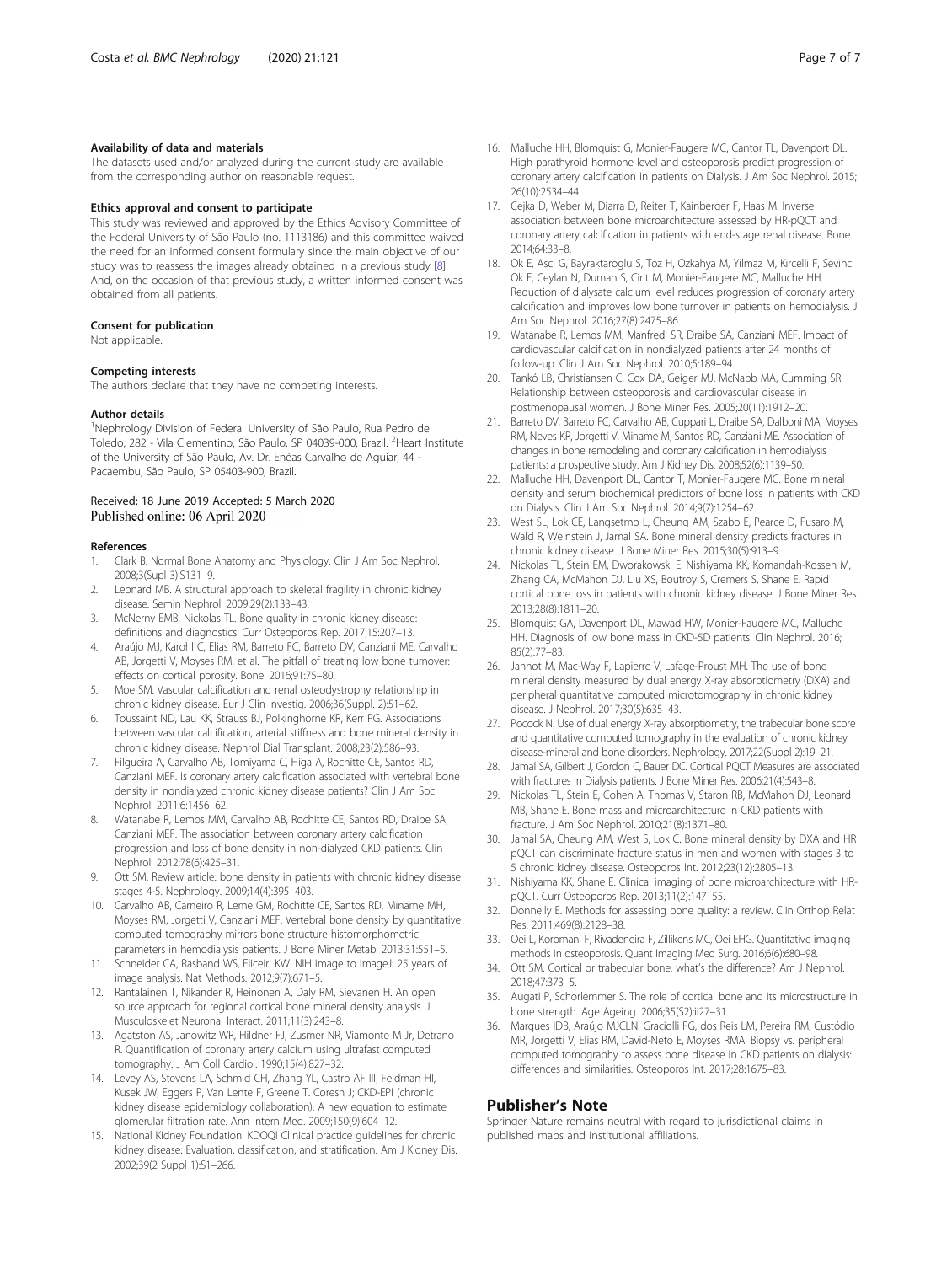#### Availability of data and materials

The datasets used and/or analyzed during the current study are available from the corresponding author on reasonable request.

#### Ethics approval and consent to participate

This study was reviewed and approved by the Ethics Advisory Committee of the Federal University of São Paulo (no. 1113186) and this committee waived the need for an informed consent formulary since the main objective of our study was to reassess the images already obtained in a previous study [8]. And, on the occasion of that previous study, a written informed consent was obtained from all patients.

#### Consent for publication

Not applicable.

#### Competing interests

The authors declare that they have no competing interests.

#### Author details

[1]Nephrology Division of Federal University of São Paulo, Rua Pedro de Toledo, 282 - Vila Clementino, São Paulo, SP 04039-000, Brazil. [2]Heart Institute of the University of São Paulo, Av. Dr. Enéas Carvalho de Aguiar, 44 - Pacaembu, São Paulo, SP 05403-900, Brazil.

Received: 18 June 2019 Accepted: 5 March 2020
Published online: 06 April 2020

#### References

1. Clark B. Normal Bone Anatomy and Physiology. Clin J Am Soc Nephrol. 2008;3(Supl 3):S131–9.
2. Leonard MB. A structural approach to skeletal fragility in chronic kidney disease. Semin Nephrol. 2009;29(2):133–43.
3. McNerny EMB, Nickolas TL. Bone quality in chronic kidney disease: definitions and diagnostics. Curr Osteoporos Rep. 2017;15:207–13.
4. Araújo MJ, Karohl C, Elias RM, Barreto FC, Barreto DV, Canziani ME, Carvalho AB, Jorgetti V, Moyses RM, et al. The pitfall of treating low bone turnover: effects on cortical porosity. Bone. 2016;91:75–80.
5. Moe SM. Vascular calcification and renal osteodystrophy relationship in chronic kidney disease. Eur J Clin Investig. 2006;36(Suppl. 2):51–62.
6. Toussaint ND, Lau KK, Strauss BJ, Polkinghorne KR, Kerr PG. Associations between vascular calcification, arterial stiffness and bone mineral density in chronic kidney disease. Nephrol Dial Transplant. 2008;23(2):586–93.
7. Filgueira A, Carvalho AB, Tomiyama C, Higa A, Rochitte CE, Santos RD, Canziani MEF. Is coronary artery calcification associated with vertebral bone density in nondialyzed chronic kidney disease patients? Clin J Am Soc Nephrol. 2011;6:1456–62.
8. Watanabe R, Lemos MM, Carvalho AB, Rochitte CE, Santos RD, Draibe SA, Canziani MEF. The association between coronary artery calcification progression and loss of bone density in non-dialyzed CKD patients. Clin Nephrol. 2012;78(6):425–31.
9. Ott SM. Review article: bone density in patients with chronic kidney disease stages 4-5. Nephrology. 2009;14(4):395–403.
10. Carvalho AB, Carneiro R, Leme GM, Rochitte CE, Santos RD, Miname MH, Moyses RM, Jorgetti V, Canziani MEF. Vertebral bone density by quantitative computed tomography mirrors bone structure histomorphometric parameters in hemodialysis patients. J Bone Miner Metab. 2013;31:551–5.
11. Schneider CA, Rasband WS, Eliceiri KW. NIH image to ImageJ: 25 years of image analysis. Nat Methods. 2012;9(7):671–5.
12. Rantalainen T, Nikander R, Heinonen A, Daly RM, Sievanen H. An open source approach for regional cortical bone mineral density analysis. J Musculoskelet Neuronal Interact. 2011;11(3):243–8.
13. Agatston AS, Janowitz WR, Hildner FJ, Zusmer NR, Viamonte M Jr, Detrano R. Quantification of coronary artery calcium using ultrafast computed tomography. J Am Coll Cardiol. 1990;15(4):827–32.
14. Levey AS, Stevens LA, Schmid CH, Zhang YL, Castro AF III, Feldman HI, Kusek JW, Eggers P, Van Lente F, Greene T. Coresh J; CKD-EPI (chronic kidney disease epidemiology collaboration). A new equation to estimate glomerular filtration rate. Ann Intern Med. 2009;150(9):604–12.
15. National Kidney Foundation. KDOQI Clinical practice guidelines for chronic kidney disease: Evaluation, classification, and stratification. Am J Kidney Dis. 2002;39(2 Suppl 1):S1–266.
16. Malluche HH, Blomquist G, Monier-Faugere MC, Cantor TL, Davenport DL. High parathyroid hormone level and osteoporosis predict progression of coronary artery calcification in patients on Dialysis. J Am Soc Nephrol. 2015; 26(10):2534–44.
17. Cejka D, Weber M, Diarra D, Reiter T, Kainberger F, Haas M. Inverse association between bone microarchitecture assessed by HR-pQCT and coronary artery calcification in patients with end-stage renal disease. Bone. 2014;64:33–8.
18. Ok E, Asci G, Bayraktaroglu S, Toz H, Ozkahya M, Yilmaz M, Kircelli F, Sevinc Ok E, Ceylan N, Duman S, Cirit M, Monier-Faugere MC, Malluche HH. Reduction of dialysate calcium level reduces progression of coronary artery calcification and improves low bone turnover in patients on hemodialysis. J Am Soc Nephrol. 2016;27(8):2475–86.
19. Watanabe R, Lemos MM, Manfredi SR, Draibe SA, Canziani MEF. Impact of cardiovascular calcification in nondialyzed patients after 24 months of follow-up. Clin J Am Soc Nephrol. 2010;5:189–94.
20. Tankó LB, Christiansen C, Cox DA, Geiger MJ, McNabb MA, Cumming SR. Relationship between osteoporosis and cardiovascular disease in postmenopausal women. J Bone Miner Res. 2005;20(11):1912–20.
21. Barreto DV, Barreto FC, Carvalho AB, Cuppari L, Draibe SA, Dalboni MA, Moyses RM, Neves KR, Jorgetti V, Miname M, Santos RD, Canziani ME. Association of changes in bone remodeling and coronary calcification in hemodialysis patients: a prospective study. Am J Kidney Dis. 2008;52(6):1139–50.
22. Malluche HH, Davenport DL, Cantor T, Monier-Faugere MC. Bone mineral density and serum biochemical predictors of bone loss in patients with CKD on Dialysis. Clin J Am Soc Nephrol. 2014;9(7):1254–62.
23. West SL, Lok CE, Langsetmo L, Cheung AM, Szabo E, Pearce D, Fusaro M, Wald R, Weinstein J, Jamal SA. Bone mineral density predicts fractures in chronic kidney disease. J Bone Miner Res. 2015;30(5):913–9.
24. Nickolas TL, Stein EM, Dworakowski E, Nishiyama KK, Komandah-Kosseh M, Zhang CA, McMahon DJ, Liu XS, Boutroy S, Cremers S, Shane E. Rapid cortical bone loss in patients with chronic kidney disease. J Bone Miner Res. 2013;28(8):1811–20.
25. Blomquist GA, Davenport DL, Mawad HW, Monier-Faugere MC, Malluche HH. Diagnosis of low bone mass in CKD-5D patients. Clin Nephrol. 2016; 85(2):77–83.
26. Jannot M, Mac-Way F, Lapierre V, Lafage-Proust MH. The use of bone mineral density measured by dual energy X-ray absorptiometry (DXA) and peripheral quantitative computed microtomography in chronic kidney disease. J Nephrol. 2017;30(5):635–43.
27. Pocock N. Use of dual energy X-ray absorptiometry, the trabecular bone score and quantitative computed tomography in the evaluation of chronic kidney disease-mineral and bone disorders. Nephrology. 2017;22(Suppl 2):19–21.
28. Jamal SA, Gilbert J, Gordon C, Bauer DC. Cortical PQCT Measures are associated with fractures in Dialysis patients. J Bone Miner Res. 2006;21(4):543–8.
29. Nickolas TL, Stein E, Cohen A, Thomas V, Staron RB, McMahon DJ, Leonard MB, Shane E. Bone mass and microarchitecture in CKD patients with fracture. J Am Soc Nephrol. 2010;21(8):1371–80.
30. Jamal SA, Cheung AM, West S, Lok C. Bone mineral density by DXA and HR pQCT can discriminate fracture status in men and women with stages 3 to 5 chronic kidney disease. Osteoporos Int. 2012;23(12):2805–13.
31. Nishiyama KK, Shane E. Clinical imaging of bone microarchitecture with HR-pQCT. Curr Osteoporos Rep. 2013;11(2):147–55.
32. Donnelly E. Methods for assessing bone quality: a review. Clin Orthop Relat Res. 2011;469(8):2128–38.
33. Oei L, Koromani F, Rivadeneira F, Zillikens MC, Oei EHG. Quantitative imaging methods in osteoporosis. Quant Imaging Med Surg. 2016;6(6):680–98.
34. Ott SM. Cortical or trabecular bone: what's the difference? Am J Nephrol. 2018;47:373–5.
35. Augati P, Schorlemmer S. The role of cortical bone and its microstructure in bone strength. Age Ageing. 2006;35(S2):ii27–31.
36. Marques IDB, Araújo MJCLN, Graciolli FG, dos Reis LM, Pereira RM, Custódio MR, Jorgetti V, Elias RM, David-Neto E, Moysés RMA. Biopsy vs. peripheral computed tomography to assess bone disease in CKD patients on dialysis: differences and similarities. Osteoporos Int. 2017;28:1675–83.

## Publisher's Note

Springer Nature remains neutral with regard to jurisdictional claims in published maps and institutional affiliations.